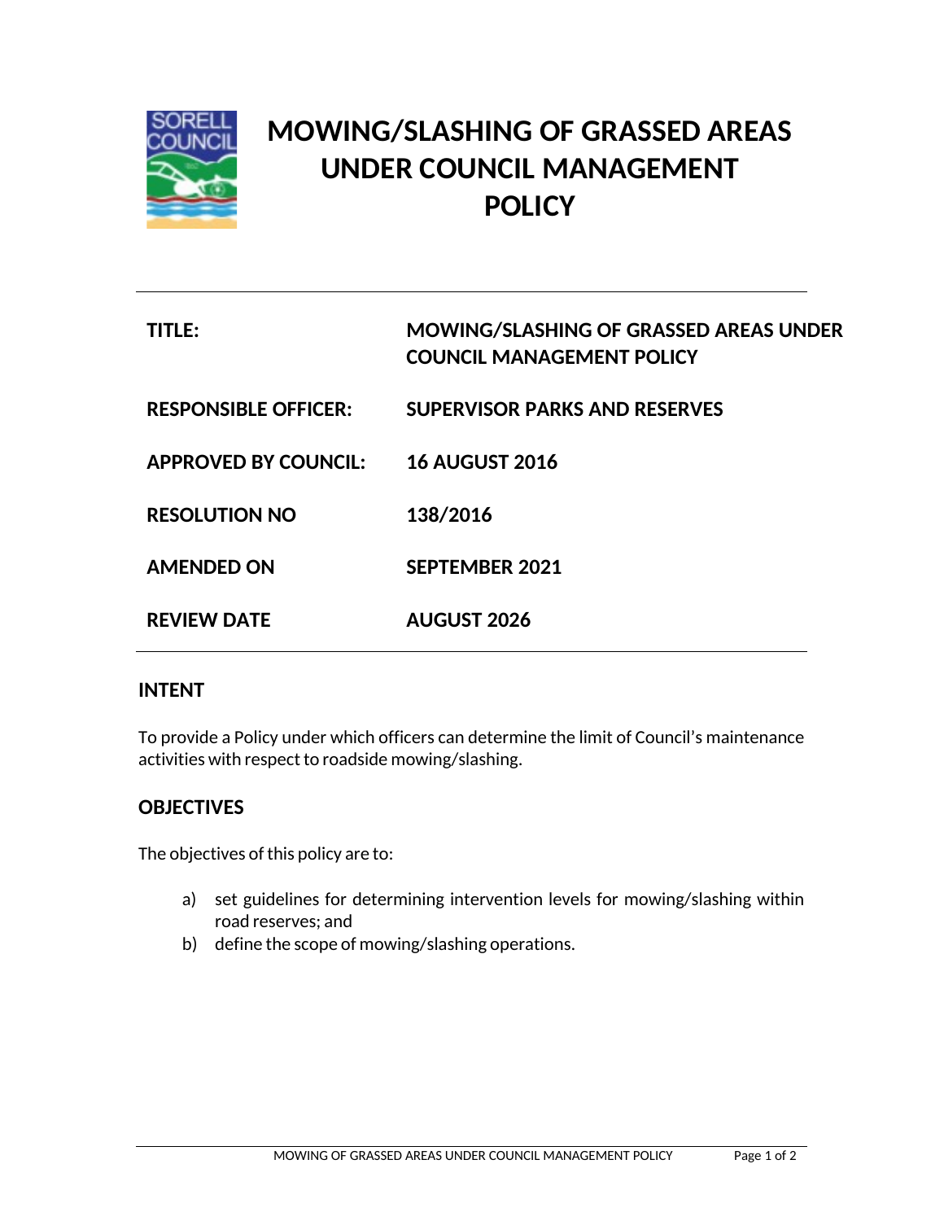# MOWING/SLASHING OF GRASSED AREAS UNDER COUNCIL MANAGEMENT POLICY

| | |
|---|---|
| **TITLE:** | **MOWING/SLASHING OF GRASSED AREAS UNDER COUNCIL MANAGEMENT POLICY** |
| **RESPONSIBLE OFFICER:** | **SUPERVISOR PARKS AND RESERVES** |
| **APPROVED BY COUNCIL:** | **16 AUGUST 2016** |
| **RESOLUTION NO** | **138/2016** |
| **AMENDED ON** | **SEPTEMBER 2021** |
| **REVIEW DATE** | **AUGUST 2026** |

## INTENT

To provide a Policy under which officers can determine the limit of Council's maintenance activities with respect to roadside mowing/slashing.

## OBJECTIVES

The objectives of this policy are to:

a) set guidelines for determining intervention levels for mowing/slashing within road reserves; and
b) define the scope of mowing/slashing operations.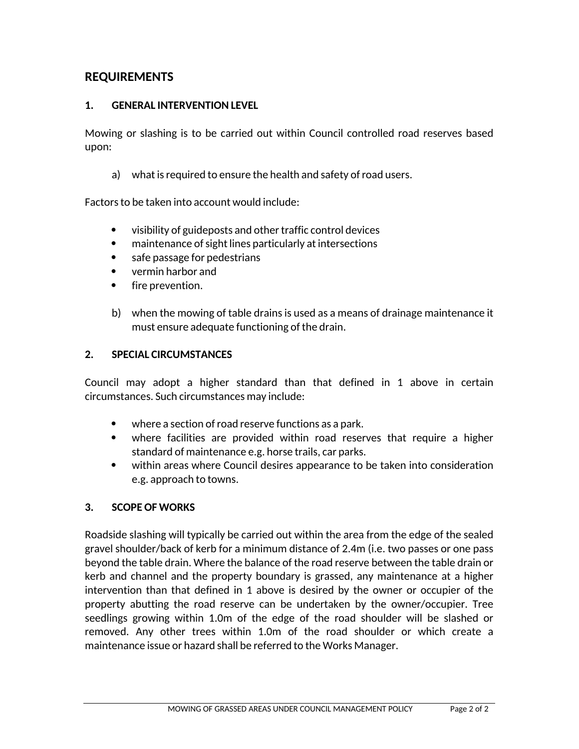## REQUIREMENTS

### 1. GENERAL INTERVENTION LEVEL

Mowing or slashing is to be carried out within Council controlled road reserves based upon:

a) what is required to ensure the health and safety of road users.

Factors to be taken into account would include:

- visibility of guideposts and other traffic control devices
- maintenance of sight lines particularly at intersections
- safe passage for pedestrians
- vermin harbor and
- fire prevention.

b) when the mowing of table drains is used as a means of drainage maintenance it must ensure adequate functioning of the drain.

### 2. SPECIAL CIRCUMSTANCES

Council may adopt a higher standard than that defined in 1 above in certain circumstances. Such circumstances may include:

- where a section of road reserve functions as a park.
- where facilities are provided within road reserves that require a higher standard of maintenance e.g. horse trails, car parks.
- within areas where Council desires appearance to be taken into consideration e.g. approach to towns.

### 3. SCOPE OF WORKS

Roadside slashing will typically be carried out within the area from the edge of the sealed gravel shoulder/back of kerb for a minimum distance of 2.4m (i.e. two passes or one pass beyond the table drain. Where the balance of the road reserve between the table drain or kerb and channel and the property boundary is grassed, any maintenance at a higher intervention than that defined in 1 above is desired by the owner or occupier of the property abutting the road reserve can be undertaken by the owner/occupier. Tree seedlings growing within 1.0m of the edge of the road shoulder will be slashed or removed. Any other trees within 1.0m of the road shoulder or which create a maintenance issue or hazard shall be referred to the Works Manager.